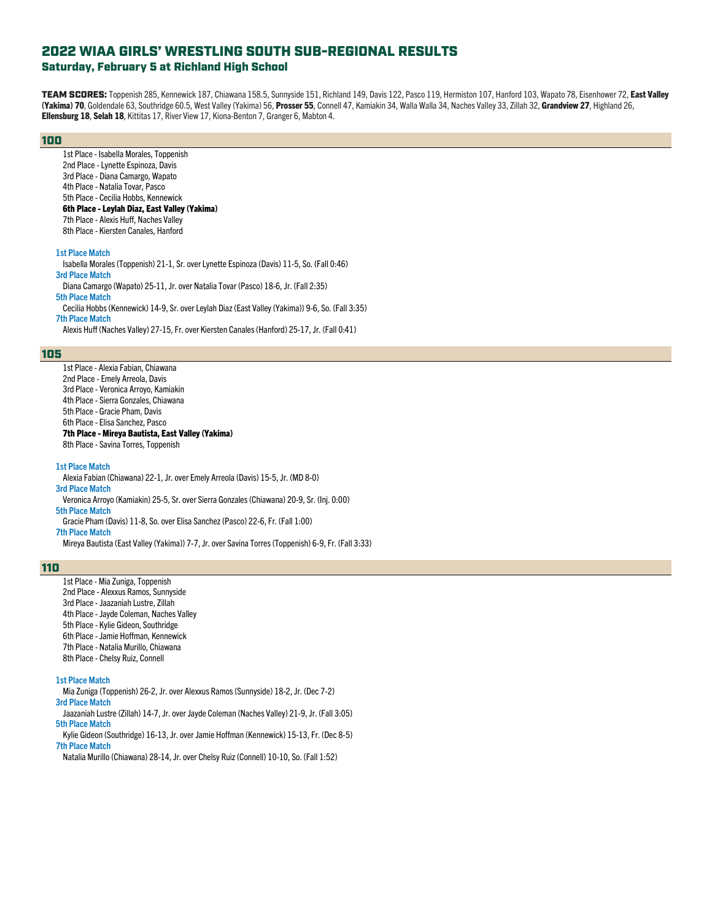# 2022 WIAA GIRLS' WRESTLING SOUTH SUB-REGIONAL RESULTS

## Saturday, February 5 at Richland High School

**TEAM SCORES:** Toppenish 285, Kennewick 187, Chiawana 158.5, Sunnyside 151, Richland 149, Davis 122, Pasco 119, Hermiston 107, Hanford 103, Wapato 78, Eisenhower 72, **East Valley (Yakima) 70**, Goldendale 63, Southridge 60.5, West Valley (Yakima) 56, **Prosser 55**, Connell 47, Kamiakin 34, Walla Walla 34, Naches Valley 33, Zillah 32, **Grandview 27**, Highland 26, **Ellensburg 18**, **Selah 18**, Kittitas 17, River View 17, Kiona-Benton 7, Granger 6, Mabton 4.

### 100

1st Place - Isabella Morales, Toppenish
2nd Place - Lynette Espinoza, Davis
3rd Place - Diana Camargo, Wapato
4th Place - Natalia Tovar, Pasco
5th Place - Cecilia Hobbs, Kennewick
**6th Place - Leylah Diaz, East Valley (Yakima)**
7th Place - Alexis Huff, Naches Valley
8th Place - Kiersten Canales, Hanford

**1st Place Match**
Isabella Morales (Toppenish) 21-1, Sr. over Lynette Espinoza (Davis) 11-5, So. (Fall 0:46)
**3rd Place Match**
Diana Camargo (Wapato) 25-11, Jr. over Natalia Tovar (Pasco) 18-6, Jr. (Fall 2:35)
**5th Place Match**
Cecilia Hobbs (Kennewick) 14-9, Sr. over Leylah Diaz (East Valley (Yakima)) 9-6, So. (Fall 3:35)
**7th Place Match**
Alexis Huff (Naches Valley) 27-15, Fr. over Kiersten Canales (Hanford) 25-17, Jr. (Fall 0:41)

### 105

1st Place - Alexia Fabian, Chiawana
2nd Place - Emely Arreola, Davis
3rd Place - Veronica Arroyo, Kamiakin
4th Place - Sierra Gonzales, Chiawana
5th Place - Gracie Pham, Davis
6th Place - Elisa Sanchez, Pasco
**7th Place - Mireya Bautista, East Valley (Yakima)**
8th Place - Savina Torres, Toppenish

**1st Place Match**
Alexia Fabian (Chiawana) 22-1, Jr. over Emely Arreola (Davis) 15-5, Jr. (MD 8-0)
**3rd Place Match**
Veronica Arroyo (Kamiakin) 25-5, Sr. over Sierra Gonzales (Chiawana) 20-9, Sr. (Inj. 0:00)
**5th Place Match**
Gracie Pham (Davis) 11-8, So. over Elisa Sanchez (Pasco) 22-6, Fr. (Fall 1:00)
**7th Place Match**
Mireya Bautista (East Valley (Yakima)) 7-7, Jr. over Savina Torres (Toppenish) 6-9, Fr. (Fall 3:33)

### 110

1st Place - Mia Zuniga, Toppenish
2nd Place - Alexxus Ramos, Sunnyside
3rd Place - Jaazaniah Lustre, Zillah
4th Place - Jayde Coleman, Naches Valley
5th Place - Kylie Gideon, Southridge
6th Place - Jamie Hoffman, Kennewick
7th Place - Natalia Murillo, Chiawana
8th Place - Chelsy Ruiz, Connell

**1st Place Match**
Mia Zuniga (Toppenish) 26-2, Jr. over Alexxus Ramos (Sunnyside) 18-2, Jr. (Dec 7-2)
**3rd Place Match**
Jaazaniah Lustre (Zillah) 14-7, Jr. over Jayde Coleman (Naches Valley) 21-9, Jr. (Fall 3:05)
**5th Place Match**
Kylie Gideon (Southridge) 16-13, Jr. over Jamie Hoffman (Kennewick) 15-13, Fr. (Dec 8-5)
**7th Place Match**
Natalia Murillo (Chiawana) 28-14, Jr. over Chelsy Ruiz (Connell) 10-10, So. (Fall 1:52)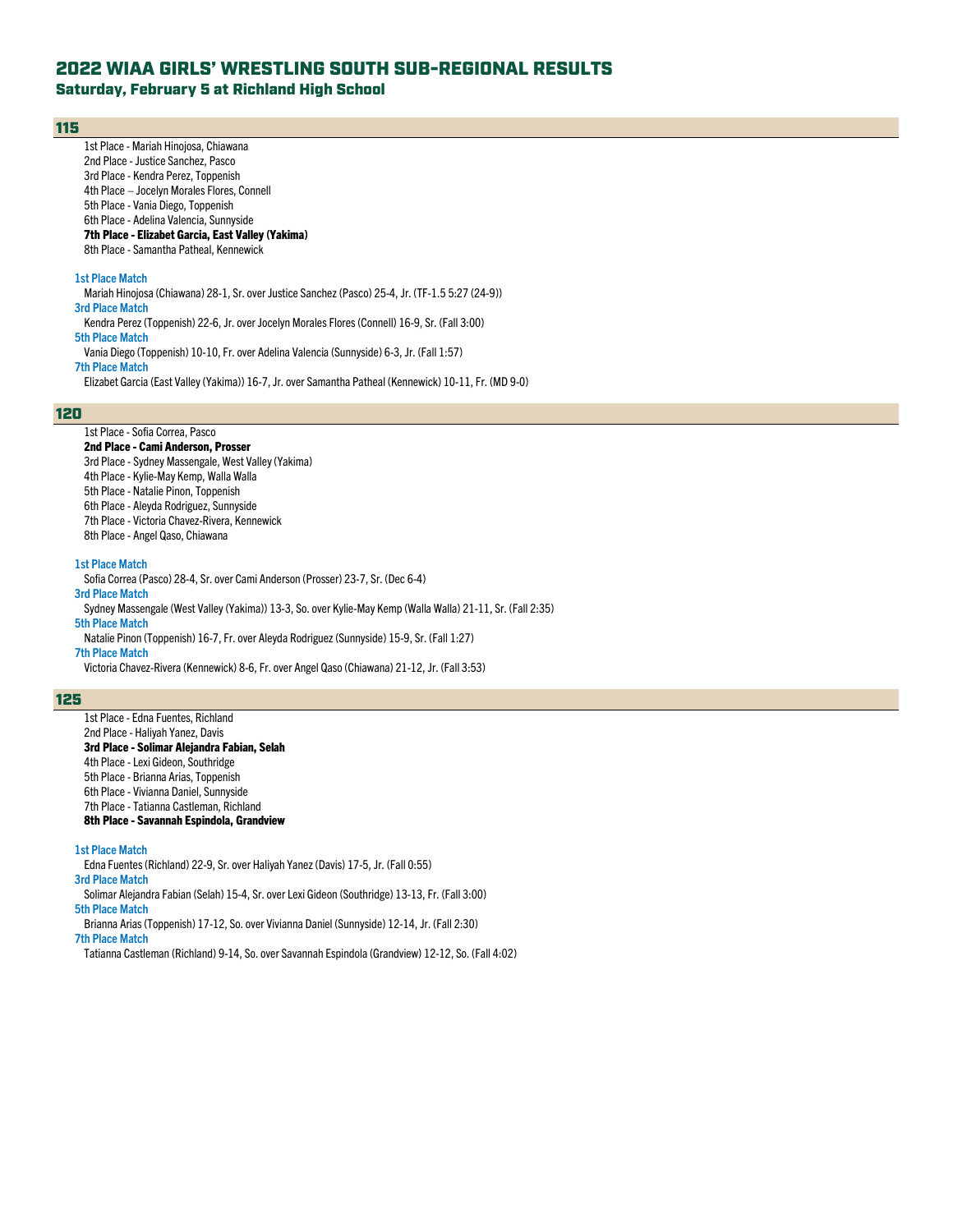# 2022 WIAA GIRLS' WRESTLING SOUTH SUB-REGIONAL RESULTS
## Saturday, February 5 at Richland High School

### 115

1st Place - Mariah Hinojosa, Chiawana
2nd Place - Justice Sanchez, Pasco
3rd Place - Kendra Perez, Toppenish
4th Place – Jocelyn Morales Flores, Connell
5th Place - Vania Diego, Toppenish
6th Place - Adelina Valencia, Sunnyside
**7th Place - Elizabet Garcia, East Valley (Yakima)**
8th Place - Samantha Patheal, Kennewick

**1st Place Match**
Mariah Hinojosa (Chiawana) 28-1, Sr. over Justice Sanchez (Pasco) 25-4, Jr. (TF-1.5 5:27 (24-9))
**3rd Place Match**
Kendra Perez (Toppenish) 22-6, Jr. over Jocelyn Morales Flores (Connell) 16-9, Sr. (Fall 3:00)
**5th Place Match**
Vania Diego (Toppenish) 10-10, Fr. over Adelina Valencia (Sunnyside) 6-3, Jr. (Fall 1:57)
**7th Place Match**
Elizabet Garcia (East Valley (Yakima)) 16-7, Jr. over Samantha Patheal (Kennewick) 10-11, Fr. (MD 9-0)

### 120

1st Place - Sofia Correa, Pasco
**2nd Place - Cami Anderson, Prosser**
3rd Place - Sydney Massengale, West Valley (Yakima)
4th Place - Kylie-May Kemp, Walla Walla
5th Place - Natalie Pinon, Toppenish
6th Place - Aleyda Rodriguez, Sunnyside
7th Place - Victoria Chavez-Rivera, Kennewick
8th Place - Angel Qaso, Chiawana

**1st Place Match**
Sofia Correa (Pasco) 28-4, Sr. over Cami Anderson (Prosser) 23-7, Sr. (Dec 6-4)
**3rd Place Match**
Sydney Massengale (West Valley (Yakima)) 13-3, So. over Kylie-May Kemp (Walla Walla) 21-11, Sr. (Fall 2:35)
**5th Place Match**
Natalie Pinon (Toppenish) 16-7, Fr. over Aleyda Rodriguez (Sunnyside) 15-9, Sr. (Fall 1:27)
**7th Place Match**
Victoria Chavez-Rivera (Kennewick) 8-6, Fr. over Angel Qaso (Chiawana) 21-12, Jr. (Fall 3:53)

### 125

1st Place - Edna Fuentes, Richland
2nd Place - Haliyah Yanez, Davis
**3rd Place - Solimar Alejandra Fabian, Selah**
4th Place - Lexi Gideon, Southridge
5th Place - Brianna Arias, Toppenish
6th Place - Vivianna Daniel, Sunnyside
7th Place - Tatianna Castleman, Richland
**8th Place - Savannah Espindola, Grandview**

**1st Place Match**
Edna Fuentes (Richland) 22-9, Sr. over Haliyah Yanez (Davis) 17-5, Jr. (Fall 0:55)
**3rd Place Match**
Solimar Alejandra Fabian (Selah) 15-4, Sr. over Lexi Gideon (Southridge) 13-13, Fr. (Fall 3:00)
**5th Place Match**
Brianna Arias (Toppenish) 17-12, So. over Vivianna Daniel (Sunnyside) 12-14, Jr. (Fall 2:30)
**7th Place Match**
Tatianna Castleman (Richland) 9-14, So. over Savannah Espindola (Grandview) 12-12, So. (Fall 4:02)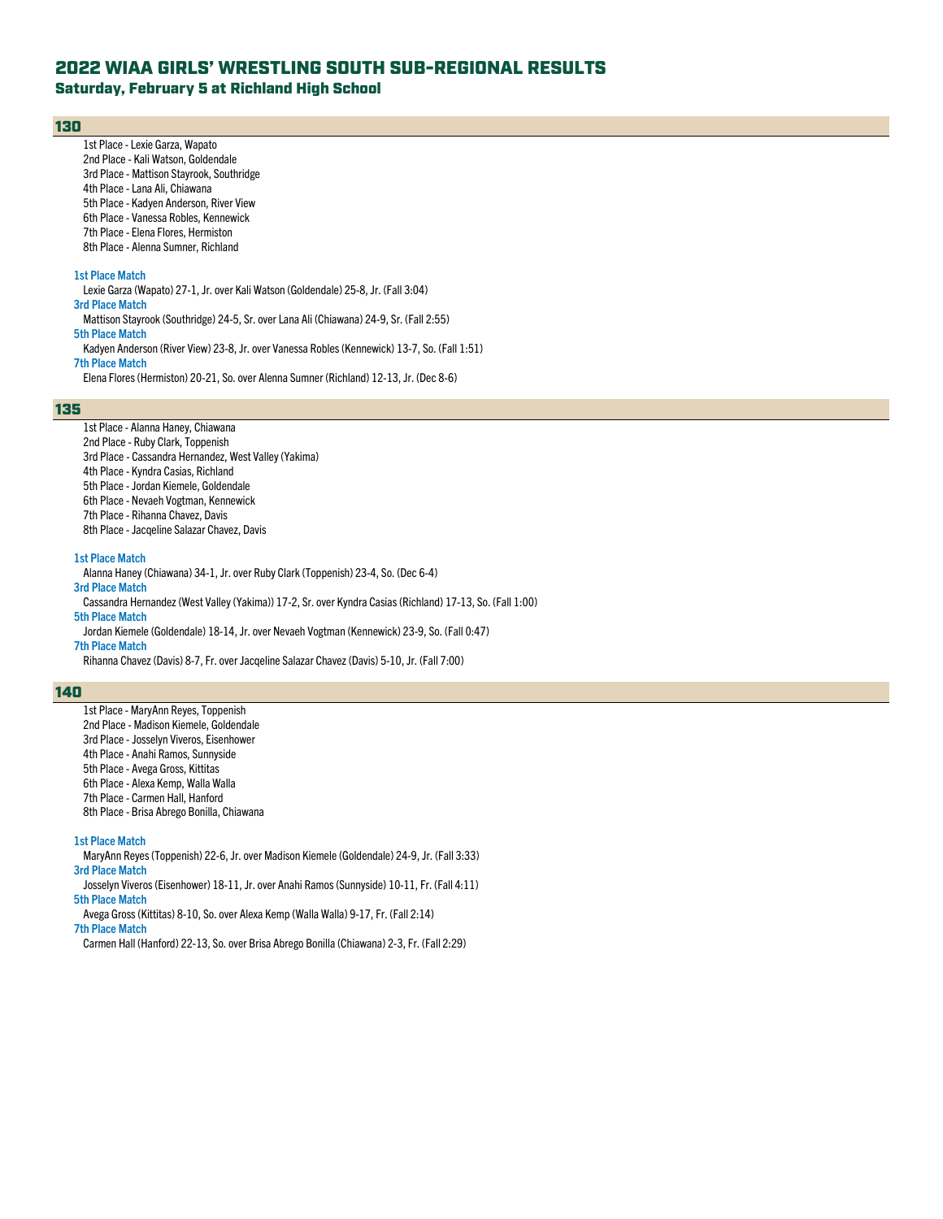# 2022 WIAA GIRLS' WRESTLING SOUTH SUB-REGIONAL RESULTS

## Saturday, February 5 at Richland High School

### 130

1st Place - Lexie Garza, Wapato
2nd Place - Kali Watson, Goldendale
3rd Place - Mattison Stayrook, Southridge
4th Place - Lana Ali, Chiawana
5th Place - Kadyen Anderson, River View
6th Place - Vanessa Robles, Kennewick
7th Place - Elena Flores, Hermiston
8th Place - Alenna Sumner, Richland

**1st Place Match**
Lexie Garza (Wapato) 27-1, Jr. over Kali Watson (Goldendale) 25-8, Jr. (Fall 3:04)
**3rd Place Match**
Mattison Stayrook (Southridge) 24-5, Sr. over Lana Ali (Chiawana) 24-9, Sr. (Fall 2:55)
**5th Place Match**
Kadyen Anderson (River View) 23-8, Jr. over Vanessa Robles (Kennewick) 13-7, So. (Fall 1:51)
**7th Place Match**
Elena Flores (Hermiston) 20-21, So. over Alenna Sumner (Richland) 12-13, Jr. (Dec 8-6)

### 135

1st Place - Alanna Haney, Chiawana
2nd Place - Ruby Clark, Toppenish
3rd Place - Cassandra Hernandez, West Valley (Yakima)
4th Place - Kyndra Casias, Richland
5th Place - Jordan Kiemele, Goldendale
6th Place - Nevaeh Vogtman, Kennewick
7th Place - Rihanna Chavez, Davis
8th Place - Jacqeline Salazar Chavez, Davis

**1st Place Match**
Alanna Haney (Chiawana) 34-1, Jr. over Ruby Clark (Toppenish) 23-4, So. (Dec 6-4)
**3rd Place Match**
Cassandra Hernandez (West Valley (Yakima)) 17-2, Sr. over Kyndra Casias (Richland) 17-13, So. (Fall 1:00)
**5th Place Match**
Jordan Kiemele (Goldendale) 18-14, Jr. over Nevaeh Vogtman (Kennewick) 23-9, So. (Fall 0:47)
**7th Place Match**
Rihanna Chavez (Davis) 8-7, Fr. over Jacqeline Salazar Chavez (Davis) 5-10, Jr. (Fall 7:00)

### 140

1st Place - MaryAnn Reyes, Toppenish
2nd Place - Madison Kiemele, Goldendale
3rd Place - Josselyn Viveros, Eisenhower
4th Place - Anahi Ramos, Sunnyside
5th Place - Avega Gross, Kittitas
6th Place - Alexa Kemp, Walla Walla
7th Place - Carmen Hall, Hanford
8th Place - Brisa Abrego Bonilla, Chiawana

**1st Place Match**
MaryAnn Reyes (Toppenish) 22-6, Jr. over Madison Kiemele (Goldendale) 24-9, Jr. (Fall 3:33)
**3rd Place Match**
Josselyn Viveros (Eisenhower) 18-11, Jr. over Anahi Ramos (Sunnyside) 10-11, Fr. (Fall 4:11)
**5th Place Match**
Avega Gross (Kittitas) 8-10, So. over Alexa Kemp (Walla Walla) 9-17, Fr. (Fall 2:14)
**7th Place Match**
Carmen Hall (Hanford) 22-13, So. over Brisa Abrego Bonilla (Chiawana) 2-3, Fr. (Fall 2:29)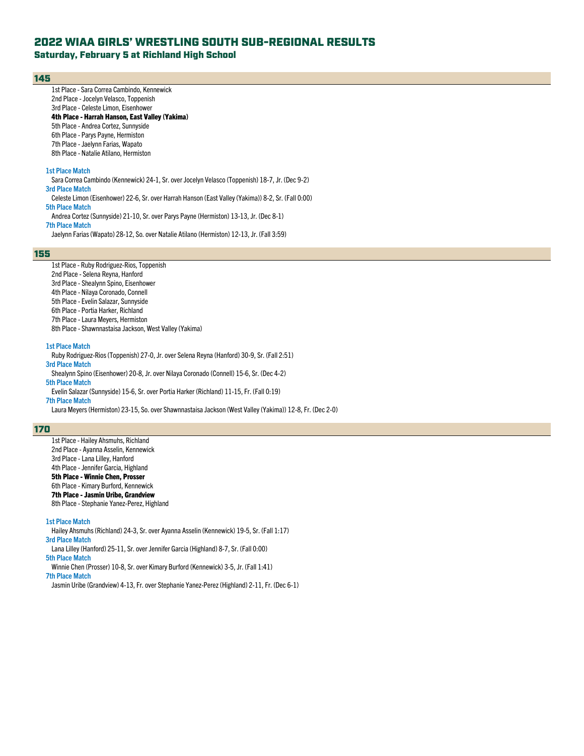# 2022 WIAA GIRLS' WRESTLING SOUTH SUB-REGIONAL RESULTS

## Saturday, February 5 at Richland High School

### 145

1st Place - Sara Correa Cambindo, Kennewick
2nd Place - Jocelyn Velasco, Toppenish
3rd Place - Celeste Limon, Eisenhower
**4th Place - Harrah Hanson, East Valley (Yakima)**
5th Place - Andrea Cortez, Sunnyside
6th Place - Parys Payne, Hermiston
7th Place - Jaelynn Farias, Wapato
8th Place - Natalie Atilano, Hermiston

**1st Place Match**
Sara Correa Cambindo (Kennewick) 24-1, Sr. over Jocelyn Velasco (Toppenish) 18-7, Jr. (Dec 9-2)
**3rd Place Match**
Celeste Limon (Eisenhower) 22-6, Sr. over Harrah Hanson (East Valley (Yakima)) 8-2, Sr. (Fall 0:00)
**5th Place Match**
Andrea Cortez (Sunnyside) 21-10, Sr. over Parys Payne (Hermiston) 13-13, Jr. (Dec 8-1)
**7th Place Match**
Jaelynn Farias (Wapato) 28-12, So. over Natalie Atilano (Hermiston) 12-13, Jr. (Fall 3:59)

### 155

1st Place - Ruby Rodriguez-Rios, Toppenish
2nd Place - Selena Reyna, Hanford
3rd Place - Shealynn Spino, Eisenhower
4th Place - Nilaya Coronado, Connell
5th Place - Evelin Salazar, Sunnyside
6th Place - Portia Harker, Richland
7th Place - Laura Meyers, Hermiston
8th Place - Shawnnastaisa Jackson, West Valley (Yakima)

**1st Place Match**
Ruby Rodriguez-Rios (Toppenish) 27-0, Jr. over Selena Reyna (Hanford) 30-9, Sr. (Fall 2:51)
**3rd Place Match**
Shealynn Spino (Eisenhower) 20-8, Jr. over Nilaya Coronado (Connell) 15-6, Sr. (Dec 4-2)
**5th Place Match**
Evelin Salazar (Sunnyside) 15-6, Sr. over Portia Harker (Richland) 11-15, Fr. (Fall 0:19)
**7th Place Match**
Laura Meyers (Hermiston) 23-15, So. over Shawnnastaisa Jackson (West Valley (Yakima)) 12-8, Fr. (Dec 2-0)

### 170

1st Place - Hailey Ahsmuhs, Richland
2nd Place - Ayanna Asselin, Kennewick
3rd Place - Lana Lilley, Hanford
4th Place - Jennifer Garcia, Highland
**5th Place - Winnie Chen, Prosser**
6th Place - Kimary Burford, Kennewick
**7th Place - Jasmin Uribe, Grandview**
8th Place - Stephanie Yanez-Perez, Highland

**1st Place Match**
Hailey Ahsmuhs (Richland) 24-3, Sr. over Ayanna Asselin (Kennewick) 19-5, Sr. (Fall 1:17)
**3rd Place Match**
Lana Lilley (Hanford) 25-11, Sr. over Jennifer Garcia (Highland) 8-7, Sr. (Fall 0:00)
**5th Place Match**
Winnie Chen (Prosser) 10-8, Sr. over Kimary Burford (Kennewick) 3-5, Jr. (Fall 1:41)
**7th Place Match**
Jasmin Uribe (Grandview) 4-13, Fr. over Stephanie Yanez-Perez (Highland) 2-11, Fr. (Dec 6-1)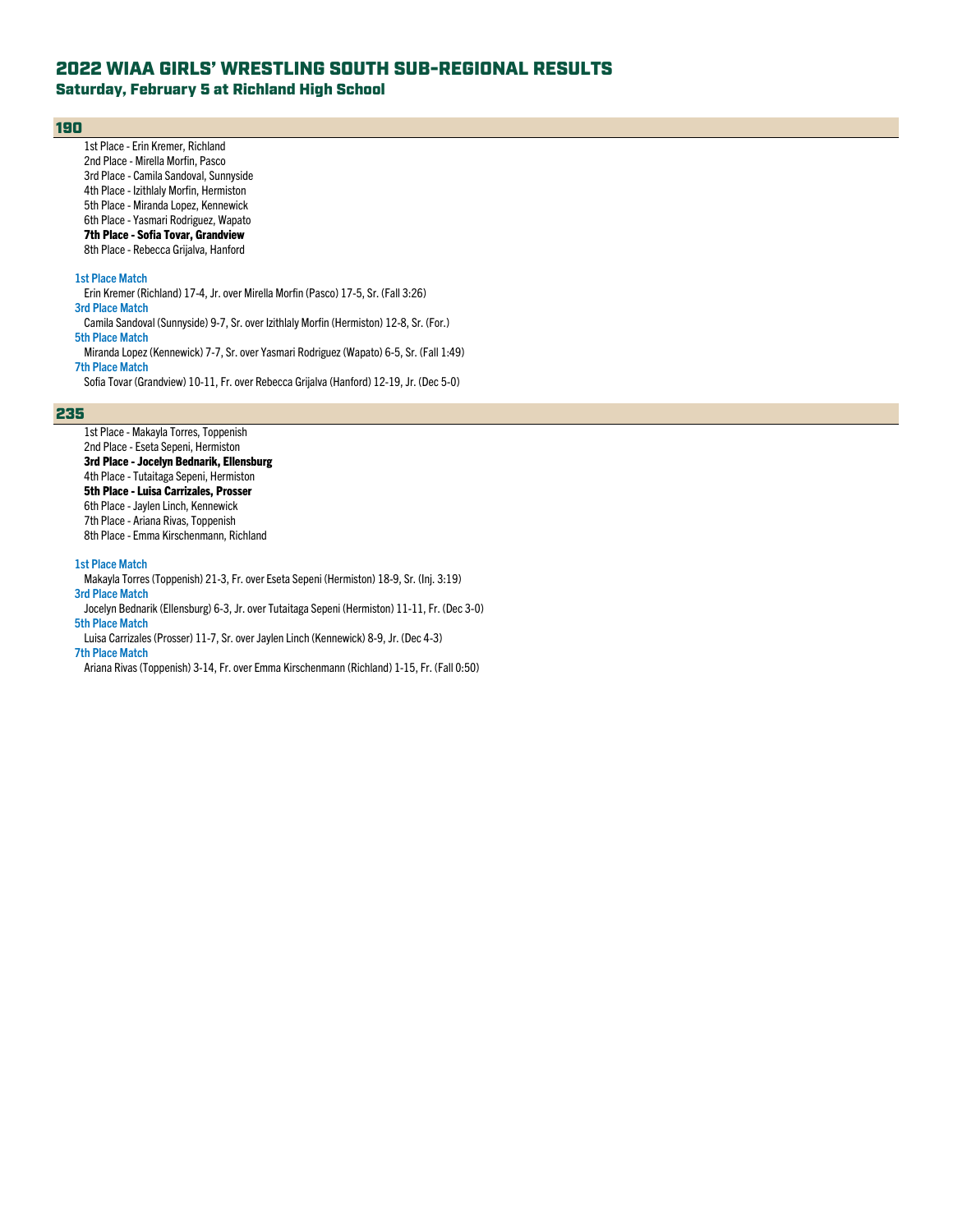# 2022 WIAA GIRLS' WRESTLING SOUTH SUB-REGIONAL RESULTS

## Saturday, February 5 at Richland High School

### 190

1st Place - Erin Kremer, Richland
2nd Place - Mirella Morfin, Pasco
3rd Place - Camila Sandoval, Sunnyside
4th Place - Izithlaly Morfin, Hermiston
5th Place - Miranda Lopez, Kennewick
6th Place - Yasmari Rodriguez, Wapato
**7th Place - Sofia Tovar, Grandview**
8th Place - Rebecca Grijalva, Hanford

**1st Place Match**
Erin Kremer (Richland) 17-4, Jr. over Mirella Morfin (Pasco) 17-5, Sr. (Fall 3:26)
**3rd Place Match**
Camila Sandoval (Sunnyside) 9-7, Sr. over Izithlaly Morfin (Hermiston) 12-8, Sr. (For.)
**5th Place Match**
Miranda Lopez (Kennewick) 7-7, Sr. over Yasmari Rodriguez (Wapato) 6-5, Sr. (Fall 1:49)
**7th Place Match**
Sofia Tovar (Grandview) 10-11, Fr. over Rebecca Grijalva (Hanford) 12-19, Jr. (Dec 5-0)

### 235

1st Place - Makayla Torres, Toppenish
2nd Place - Eseta Sepeni, Hermiston
**3rd Place - Jocelyn Bednarik, Ellensburg**
4th Place - Tutaitaga Sepeni, Hermiston
**5th Place - Luisa Carrizales, Prosser**
6th Place - Jaylen Linch, Kennewick
7th Place - Ariana Rivas, Toppenish
8th Place - Emma Kirschenmann, Richland

**1st Place Match**
Makayla Torres (Toppenish) 21-3, Fr. over Eseta Sepeni (Hermiston) 18-9, Sr. (Inj. 3:19)
**3rd Place Match**
Jocelyn Bednarik (Ellensburg) 6-3, Jr. over Tutaitaga Sepeni (Hermiston) 11-11, Fr. (Dec 3-0)
**5th Place Match**
Luisa Carrizales (Prosser) 11-7, Sr. over Jaylen Linch (Kennewick) 8-9, Jr. (Dec 4-3)
**7th Place Match**
Ariana Rivas (Toppenish) 3-14, Fr. over Emma Kirschenmann (Richland) 1-15, Fr. (Fall 0:50)